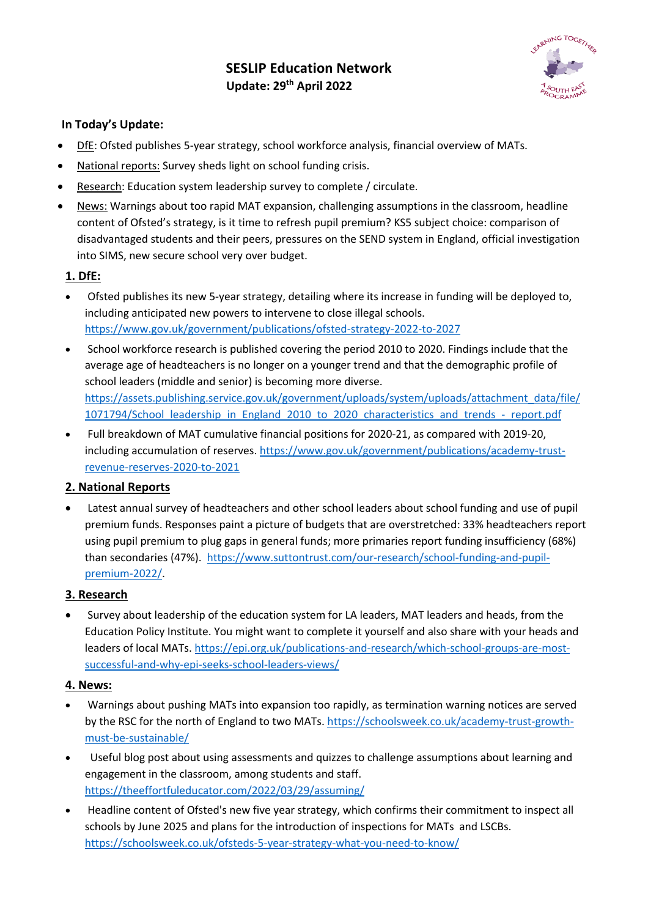# SESLIP Education Network
## Update: 29th April 2022

**In Today's Update:**

- DfE: Ofsted publishes 5-year strategy, school workforce analysis, financial overview of MATs.
- National reports: Survey sheds light on school funding crisis.
- Research: Education system leadership survey to complete / circulate.
- News: Warnings about too rapid MAT expansion, challenging assumptions in the classroom, headline content of Ofsted's strategy, is it time to refresh pupil premium? KS5 subject choice: comparison of disadvantaged students and their peers, pressures on the SEND system in England, official investigation into SIMS, new secure school very over budget.

### 1. DfE:

- Ofsted publishes its new 5-year strategy, detailing where its increase in funding will be deployed to, including anticipated new powers to intervene to close illegal schools. https://www.gov.uk/government/publications/ofsted-strategy-2022-to-2027
- School workforce research is published covering the period 2010 to 2020. Findings include that the average age of headteachers is no longer on a younger trend and that the demographic profile of school leaders (middle and senior) is becoming more diverse. https://assets.publishing.service.gov.uk/government/uploads/system/uploads/attachment_data/file/1071794/School_leadership_in_England_2010_to_2020_characteristics_and_trends_-_report.pdf
- Full breakdown of MAT cumulative financial positions for 2020-21, as compared with 2019-20, including accumulation of reserves. https://www.gov.uk/government/publications/academy-trust-revenue-reserves-2020-to-2021

### 2. National Reports

- Latest annual survey of headteachers and other school leaders about school funding and use of pupil premium funds. Responses paint a picture of budgets that are overstretched: 33% headteachers report using pupil premium to plug gaps in general funds; more primaries report funding insufficiency (68%) than secondaries (47%). https://www.suttontrust.com/our-research/school-funding-and-pupil-premium-2022/.

### 3. Research

- Survey about leadership of the education system for LA leaders, MAT leaders and heads, from the Education Policy Institute. You might want to complete it yourself and also share with your heads and leaders of local MATs. https://epi.org.uk/publications-and-research/which-school-groups-are-most-successful-and-why-epi-seeks-school-leaders-views/

### 4. News:

- Warnings about pushing MATs into expansion too rapidly, as termination warning notices are served by the RSC for the north of England to two MATs. https://schoolsweek.co.uk/academy-trust-growth-must-be-sustainable/
- Useful blog post about using assessments and quizzes to challenge assumptions about learning and engagement in the classroom, among students and staff. https://theeffortfuleducator.com/2022/03/29/assuming/
- Headline content of Ofsted's new five year strategy, which confirms their commitment to inspect all schools by June 2025 and plans for the introduction of inspections for MATs and LSCBs. https://schoolsweek.co.uk/ofsteds-5-year-strategy-what-you-need-to-know/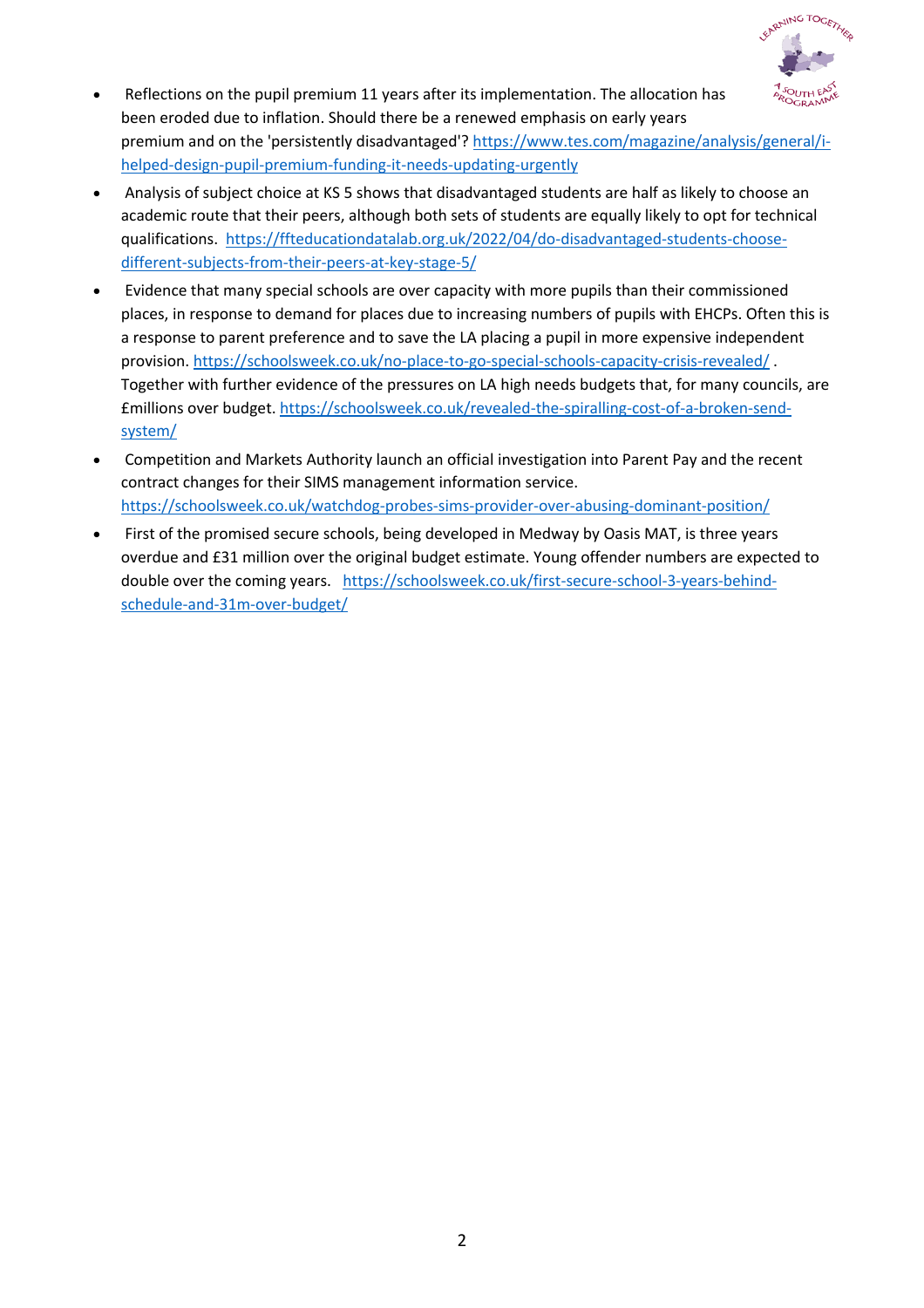- Reflections on the pupil premium 11 years after its implementation. The allocation has been eroded due to inflation. Should there be a renewed emphasis on early years premium and on the 'persistently disadvantaged'? https://www.tes.com/magazine/analysis/general/i-helped-design-pupil-premium-funding-it-needs-updating-urgently
- Analysis of subject choice at KS 5 shows that disadvantaged students are half as likely to choose an academic route that their peers, although both sets of students are equally likely to opt for technical qualifications. https://ffteducationdatalab.org.uk/2022/04/do-disadvantaged-students-choose-different-subjects-from-their-peers-at-key-stage-5/
- Evidence that many special schools are over capacity with more pupils than their commissioned places, in response to demand for places due to increasing numbers of pupils with EHCPs. Often this is a response to parent preference and to save the LA placing a pupil in more expensive independent provision. https://schoolsweek.co.uk/no-place-to-go-special-schools-capacity-crisis-revealed/ . Together with further evidence of the pressures on LA high needs budgets that, for many councils, are £millions over budget. https://schoolsweek.co.uk/revealed-the-spiralling-cost-of-a-broken-send-system/
- Competition and Markets Authority launch an official investigation into Parent Pay and the recent contract changes for their SIMS management information service. https://schoolsweek.co.uk/watchdog-probes-sims-provider-over-abusing-dominant-position/
- First of the promised secure schools, being developed in Medway by Oasis MAT, is three years overdue and £31 million over the original budget estimate. Young offender numbers are expected to double over the coming years. https://schoolsweek.co.uk/first-secure-school-3-years-behind-schedule-and-31m-over-budget/